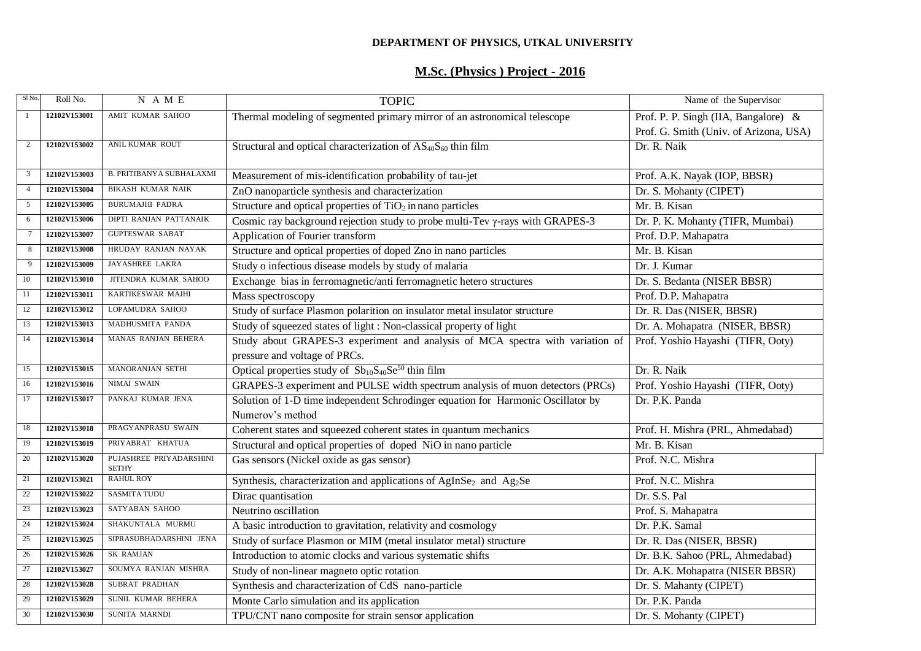**DEPARTMENT OF PHYSICS, UTKAL UNIVERSITY**

## M.Sc. (Physics ) Project - 2016

| Sl No. | Roll No. | N A M E | TOPIC | Name of the Supervisor |
|---|---|---|---|---|
| 1 | 12102V153001 | AMIT KUMAR SAHOO | Thermal modeling of segmented primary mirror of an astronomical telescope | Prof. P. P. Singh (IIA, Bangalore) & Prof. G. Smith (Univ. of Arizona, USA) |
| 2 | 12102V153002 | ANIL KUMAR ROUT | Structural and optical characterization of $AS_{40}S_{60}$ thin film | Dr. R. Naik |
| 3 | 12102V153003 | B. PRITIBANYA SUBHALAXMI | Measurement of mis-identification probability of tau-jet | Prof. A.K. Nayak (IOP, BBSR) |
| 4 | 12102V153004 | BIKASH KUMAR NAIK | ZnO nanoparticle synthesis and characterization | Dr. S. Mohanty (CIPET) |
| 5 | 12102V153005 | BURUMAJHI PADRA | Structure and optical properties of $TiO_2$ in nano particles | Mr. B. Kisan |
| 6 | 12102V153006 | DIPTI RANJAN PATTANAIK | Cosmic ray background rejection study to probe multi-Tev $\gamma$-rays with GRAPES-3 | Dr. P. K. Mohanty (TIFR, Mumbai) |
| 7 | 12102V153007 | GUPTESWAR SABAT | Application of Fourier transform | Prof. D.P. Mahapatra |
| 8 | 12102V153008 | HRUDAY RANJAN NAYAK | Structure and optical properties of doped Zno in nano particles | Mr. B. Kisan |
| 9 | 12102V153009 | JAYASHREE LAKRA | Study o infectious disease models by study of malaria | Dr. J. Kumar |
| 10 | 12102V153010 | JITENDRA KUMAR SAHOO | Exchange bias in ferromagnetic/anti ferromagnetic hetero structures | Dr. S. Bedanta (NISER BBSR) |
| 11 | 12102V153011 | KARTIKESWAR MAJHI | Mass spectroscopy | Prof. D.P. Mahapatra |
| 12 | 12102V153012 | LOPAMUDRA SAHOO | Study of surface Plasmon polarition on insulator metal insulator structure | Dr. R. Das (NISER, BBSR) |
| 13 | 12102V153013 | MADHUSMITA PANDA | Study of squeezed states of light : Non-classical property of light | Dr. A. Mohapatra (NISER, BBSR) |
| 14 | 12102V153014 | MANAS RANJAN BEHERA | Study about GRAPES-3 experiment and analysis of MCA spectra with variation of pressure and voltage of PRCs. | Prof. Yoshio Hayashi (TIFR, Ooty) |
| 15 | 12102V153015 | MANORANJAN SETHI | Optical properties study of $Sb_{10}S_{40}Se^{50}$ thin film | Dr. R. Naik |
| 16 | 12102V153016 | NIMAI SWAIN | GRAPES-3 experiment and PULSE width spectrum analysis of muon detectors (PRCs) | Prof. Yoshio Hayashi (TIFR, Ooty) |
| 17 | 12102V153017 | PANKAJ KUMAR JENA | Solution of 1-D time independent Schrodinger equation for Harmonic Oscillator by Numerov's method | Dr. P.K. Panda |
| 18 | 12102V153018 | PRAGYANPRASU SWAIN | Coherent states and squeezed coherent states in quantum mechanics | Prof. H. Mishra (PRL, Ahmedabad) |
| 19 | 12102V153019 | PRIYABRAT KHATUA | Structural and optical properties of doped NiO in nano particle | Mr. B. Kisan |
| 20 | 12102V153020 | PUJASHREE PRIYADARSHINI SETHY | Gas sensors (Nickel oxide as gas sensor) | Prof. N.C. Mishra |
| 21 | 12102V153021 | RAHUL ROY | Synthesis, characterization and applications of $AgInSe_2$ and $Ag_2Se$ | Prof. N.C. Mishra |
| 22 | 12102V153022 | SASMITA TUDU | Dirac quantisation | Dr. S.S. Pal |
| 23 | 12102V153023 | SATYABAN SAHOO | Neutrino oscillation | Prof. S. Mahapatra |
| 24 | 12102V153024 | SHAKUNTALA MURMU | A basic introduction to gravitation, relativity and cosmology | Dr. P.K. Samal |
| 25 | 12102V153025 | SIPRASUBHADARSHINI JENA | Study of surface Plasmon or MIM (metal insulator metal) structure | Dr. R. Das (NISER, BBSR) |
| 26 | 12102V153026 | SK RAMJAN | Introduction to atomic clocks and various systematic shifts | Dr. B.K. Sahoo (PRL, Ahmedabad) |
| 27 | 12102V153027 | SOUMYA RANJAN MISHRA | Study of non-linear magneto optic rotation | Dr. A.K. Mohapatra (NISER BBSR) |
| 28 | 12102V153028 | SUBRAT PRADHAN | Synthesis and characterization of CdS nano-particle | Dr. S. Mahanty (CIPET) |
| 29 | 12102V153029 | SUNIL KUMAR BEHERA | Monte Carlo simulation and its application | Dr. P.K. Panda |
| 30 | 12102V153030 | SUNITA MARNDI | TPU/CNT nano composite for strain sensor application | Dr. S. Mohanty (CIPET) |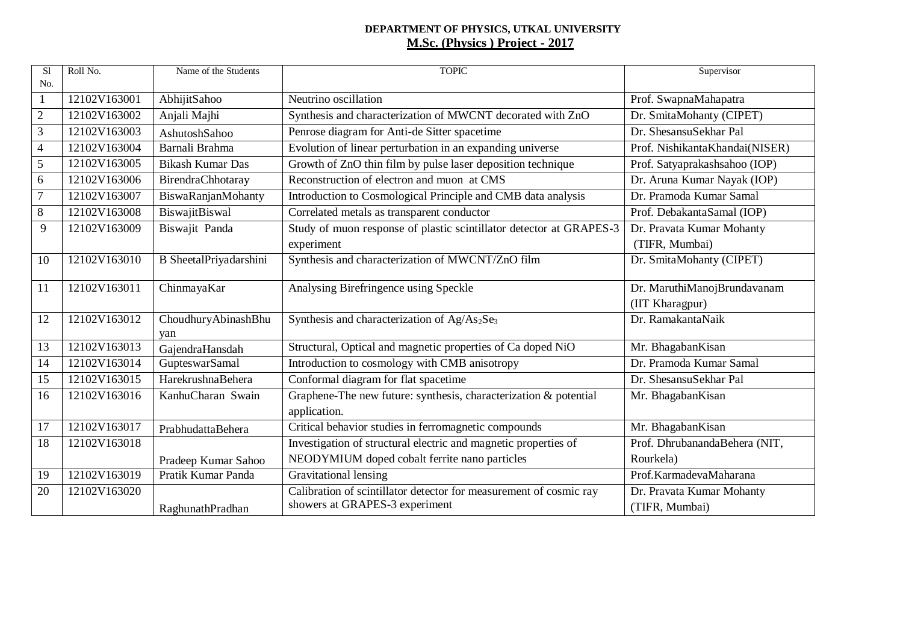**DEPARTMENT OF PHYSICS, UTKAL UNIVERSITY**

**M.Sc. (Physics ) Project - 2017**

| Sl No. | Roll No. | Name of the Students | TOPIC | Supervisor |
|---|---|---|---|---|
| 1 | 12102V163001 | AbhijitSahoo | Neutrino oscillation | Prof. SwapnaMahapatra |
| 2 | 12102V163002 | Anjali Majhi | Synthesis and characterization of MWCNT decorated with ZnO | Dr. SmitaMohanty (CIPET) |
| 3 | 12102V163003 | AshutoshSahoo | Penrose diagram for Anti-de Sitter spacetime | Dr. ShesansuSekhar Pal |
| 4 | 12102V163004 | Barnali Brahma | Evolution of linear perturbation in an expanding universe | Prof. NishikantaKhandai(NISER) |
| 5 | 12102V163005 | Bikash Kumar Das | Growth of ZnO thin film by pulse laser deposition technique | Prof. Satyaprakashsahoo (IOP) |
| 6 | 12102V163006 | BirendraChhotaray | Reconstruction of electron and muon at CMS | Dr. Aruna Kumar Nayak (IOP) |
| 7 | 12102V163007 | BiswaRanjanMohanty | Introduction to Cosmological Principle and CMB data analysis | Dr. Pramoda Kumar Samal |
| 8 | 12102V163008 | BiswajitBiswal | Correlated metals as transparent conductor | Prof. DebakantaSamal (IOP) |
| 9 | 12102V163009 | Biswajit Panda | Study of muon response of plastic scintillator detector at GRAPES-3 experiment | Dr. Pravata Kumar Mohanty (TIFR, Mumbai) |
| 10 | 12102V163010 | B SheetalPriyadarshini | Synthesis and characterization of MWCNT/ZnO film | Dr. SmitaMohanty (CIPET) |
| 11 | 12102V163011 | ChinmayaKar | Analysing Birefringence using Speckle | Dr. MaruthiManojBrundavanam (IIT Kharagpur) |
| 12 | 12102V163012 | ChoudhuryAbinashBhuyan | Synthesis and characterization of $Ag/As_2Se_3$ | Dr. RamakantaNaik |
| 13 | 12102V163013 | GajendraHansdah | Structural, Optical and magnetic properties of Ca doped NiO | Mr. BhagabanKisan |
| 14 | 12102V163014 | GupteswarSamal | Introduction to cosmology with CMB anisotropy | Dr. Pramoda Kumar Samal |
| 15 | 12102V163015 | HarekrushnaBehera | Conformal diagram for flat spacetime | Dr. ShesansuSekhar Pal |
| 16 | 12102V163016 | KanhuCharan Swain | Graphene-The new future: synthesis, characterization & potential application. | Mr. BhagabanKisan |
| 17 | 12102V163017 | PrabhudattaBehera | Critical behavior studies in ferromagnetic compounds | Mr. BhagabanKisan |
| 18 | 12102V163018 | Pradeep Kumar Sahoo | Investigation of structural electric and magnetic properties of NEODYMIUM doped cobalt ferrite nano particles | Prof. DhrubanandaBehera (NIT, Rourkela) |
| 19 | 12102V163019 | Pratik Kumar Panda | Gravitational lensing | Prof.KarmadevaMaharana |
| 20 | 12102V163020 | RaghunathPradhan | Calibration of scintillator detector for measurement of cosmic ray showers at GRAPES-3 experiment | Dr. Pravata Kumar Mohanty (TIFR, Mumbai) |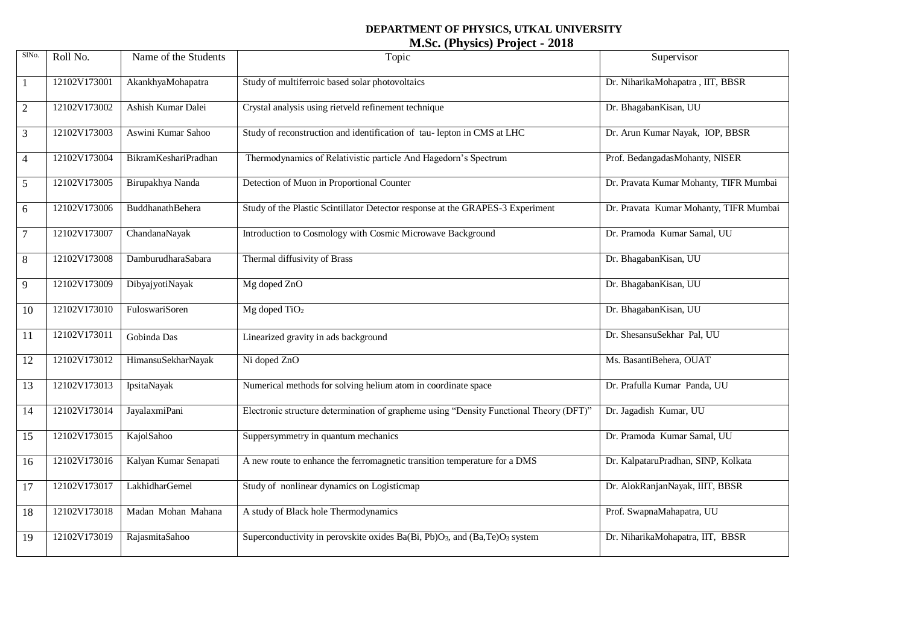**DEPARTMENT OF PHYSICS, UTKAL UNIVERSITY**

**M.Sc. (Physics) Project - 2018**

| SlNo. | Roll No. | Name of the Students | Topic | Supervisor |
|---|---|---|---|---|
| 1 | 12102V173001 | AkankhyaMohapatra | Study of multiferroic based solar photovoltaics | Dr. NiharikaMohapatra , IIT, BBSR |
| 2 | 12102V173002 | Ashish Kumar Dalei | Crystal analysis using rietveld refinement technique | Dr. BhagabanKisan, UU |
| 3 | 12102V173003 | Aswini Kumar Sahoo | Study of reconstruction and identification of tau- lepton in CMS at LHC | Dr. Arun Kumar Nayak, IOP, BBSR |
| 4 | 12102V173004 | BikramKeshariPradhan | Thermodynamics of Relativistic particle And Hagedorn's Spectrum | Prof. BedangadasMohanty, NISER |
| 5 | 12102V173005 | Birupakhya Nanda | Detection of Muon in Proportional Counter | Dr. Pravata Kumar Mohanty, TIFR Mumbai |
| 6 | 12102V173006 | BuddhanathBehera | Study of the Plastic Scintillator Detector response at the GRAPES-3 Experiment | Dr. Pravata Kumar Mohanty, TIFR Mumbai |
| 7 | 12102V173007 | ChandanaNayak | Introduction to Cosmology with Cosmic Microwave Background | Dr. Pramoda Kumar Samal, UU |
| 8 | 12102V173008 | DamburudharaSabara | Thermal diffusivity of Brass | Dr. BhagabanKisan, UU |
| 9 | 12102V173009 | DibyajyotiNayak | Mg doped ZnO | Dr. BhagabanKisan, UU |
| 10 | 12102V173010 | FuloswariSoren | Mg doped $TiO_2$ | Dr. BhagabanKisan, UU |
| 11 | 12102V173011 | Gobinda Das | Linearized gravity in ads background | Dr. ShesansuSekhar Pal, UU |
| 12 | 12102V173012 | HimansuSekharNayak | Ni doped ZnO | Ms. BasantiBehera, OUAT |
| 13 | 12102V173013 | IpsitaNayak | Numerical methods for solving helium atom in coordinate space | Dr. Prafulla Kumar Panda, UU |
| 14 | 12102V173014 | JayalaxmiPani | Electronic structure determination of grapheme using "Density Functional Theory (DFT)" | Dr. Jagadish Kumar, UU |
| 15 | 12102V173015 | KajolSahoo | Suppersymmetry in quantum mechanics | Dr. Pramoda Kumar Samal, UU |
| 16 | 12102V173016 | Kalyan Kumar Senapati | A new route to enhance the ferromagnetic transition temperature for a DMS | Dr. KalpataruPradhan, SINP, Kolkata |
| 17 | 12102V173017 | LakhidharGemel | Study of nonlinear dynamics on Logisticmap | Dr. AlokRanjanNayak, IIIT, BBSR |
| 18 | 12102V173018 | Madan Mohan Mahana | A study of Black hole Thermodynamics | Prof. SwapnaMahapatra, UU |
| 19 | 12102V173019 | RajasmitaSahoo | Superconductivity in perovskite oxides Ba(Bi, Pb)$O_3$, and (Ba,Te)$O_3$ system | Dr. NiharikaMohapatra, IIT, BBSR |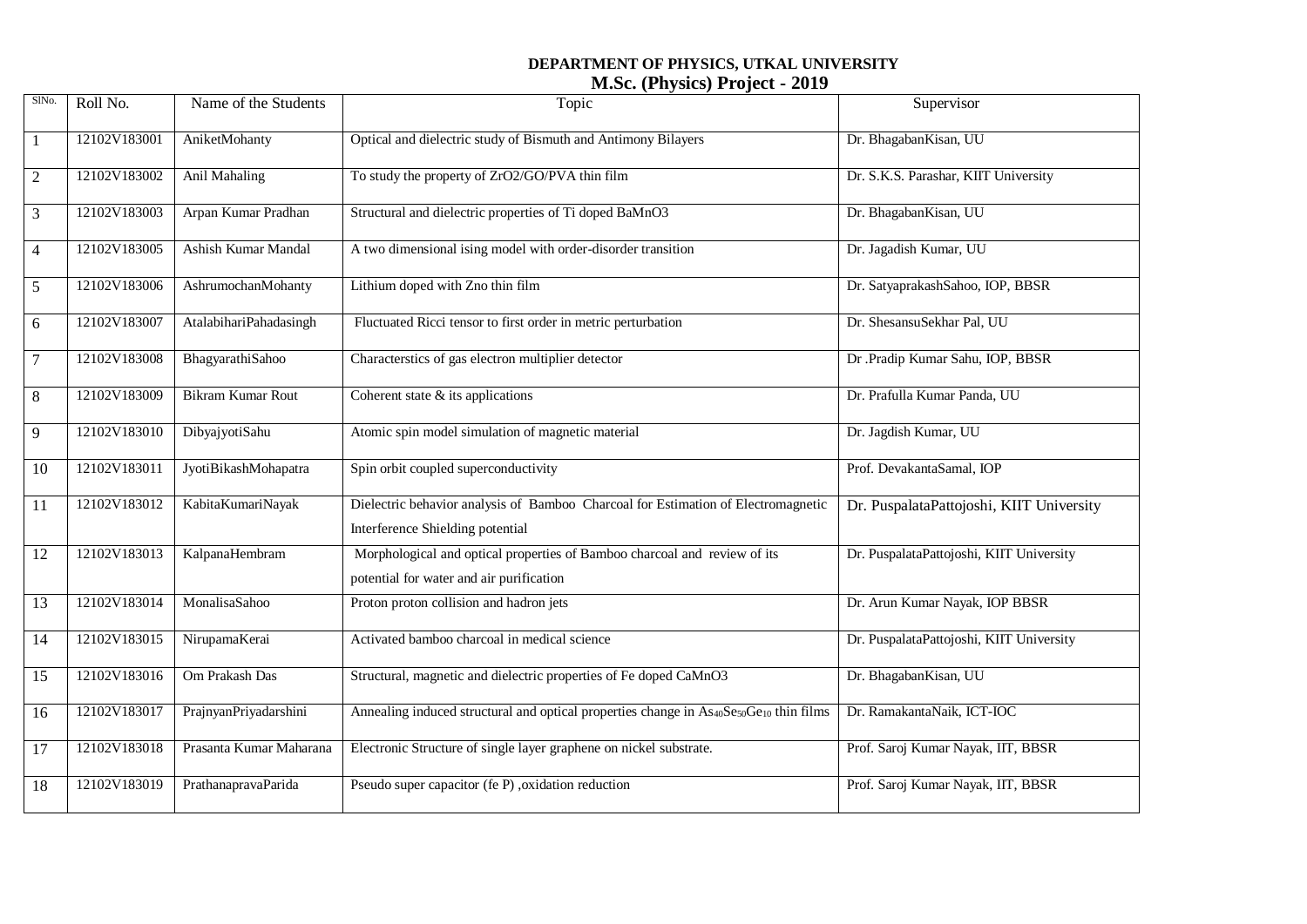**DEPARTMENT OF PHYSICS, UTKAL UNIVERSITY**

**M.Sc. (Physics) Project - 2019**

| SlNo. | Roll No. | Name of the Students | Topic | Supervisor |
|---|---|---|---|---|
| 1 | 12102V183001 | AniketMohanty | Optical and dielectric study of Bismuth and Antimony Bilayers | Dr. BhagabanKisan, UU |
| 2 | 12102V183002 | Anil Mahaling | To study the property of ZrO2/GO/PVA thin film | Dr. S.K.S. Parashar, KIIT University |
| 3 | 12102V183003 | Arpan Kumar Pradhan | Structural and dielectric properties of Ti doped BaMnO3 | Dr. BhagabanKisan, UU |
| 4 | 12102V183005 | Ashish Kumar Mandal | A two dimensional ising model with order-disorder transition | Dr. Jagadish Kumar, UU |
| 5 | 12102V183006 | AshrumochanMohanty | Lithium doped with Zno thin film | Dr. SatyaprakashSahoo, IOP, BBSR |
| 6 | 12102V183007 | AtalabihariPahadasingh | Fluctuated Ricci tensor to first order in metric perturbation | Dr. ShesansuSekhar Pal, UU |
| 7 | 12102V183008 | BhagyarathiSahoo | Characterstics of gas electron multiplier detector | Dr .Pradip Kumar Sahu, IOP, BBSR |
| 8 | 12102V183009 | Bikram Kumar Rout | Coherent state & its applications | Dr. Prafulla Kumar Panda, UU |
| 9 | 12102V183010 | DibyajyotiSahu | Atomic spin model simulation of magnetic material | Dr. Jagdish Kumar, UU |
| 10 | 12102V183011 | JyotiBikashMohapatra | Spin orbit coupled superconductivity | Prof. DevakantaSamal, IOP |
| 11 | 12102V183012 | KabitaKumariNayak | Dielectric behavior analysis of Bamboo Charcoal for Estimation of Electromagnetic Interference Shielding potential | Dr. PuspalataPattojoshi, KIIT University |
| 12 | 12102V183013 | KalpanaHembram | Morphological and optical properties of Bamboo charcoal and review of its potential for water and air purification | Dr. PuspalataPattojoshi, KIIT University |
| 13 | 12102V183014 | MonalisaSahoo | Proton proton collision and hadron jets | Dr. Arun Kumar Nayak, IOP BBSR |
| 14 | 12102V183015 | NirupamaKerai | Activated bamboo charcoal in medical science | Dr. PuspalataPattojoshi, KIIT University |
| 15 | 12102V183016 | Om Prakash Das | Structural, magnetic and dielectric properties of Fe doped CaMnO3 | Dr. BhagabanKisan, UU |
| 16 | 12102V183017 | PrajnyanPriyadarshini | Annealing induced structural and optical properties change in $As_{40}Se_{50}Ge_{10}$ thin films | Dr. RamakantaNaik, ICT-IOC |
| 17 | 12102V183018 | Prasanta Kumar Maharana | Electronic Structure of single layer graphene on nickel substrate. | Prof. Saroj Kumar Nayak, IIT, BBSR |
| 18 | 12102V183019 | PrathanapravaParida | Pseudo super capacitor (fe P) ,oxidation reduction | Prof. Saroj Kumar Nayak, IIT, BBSR |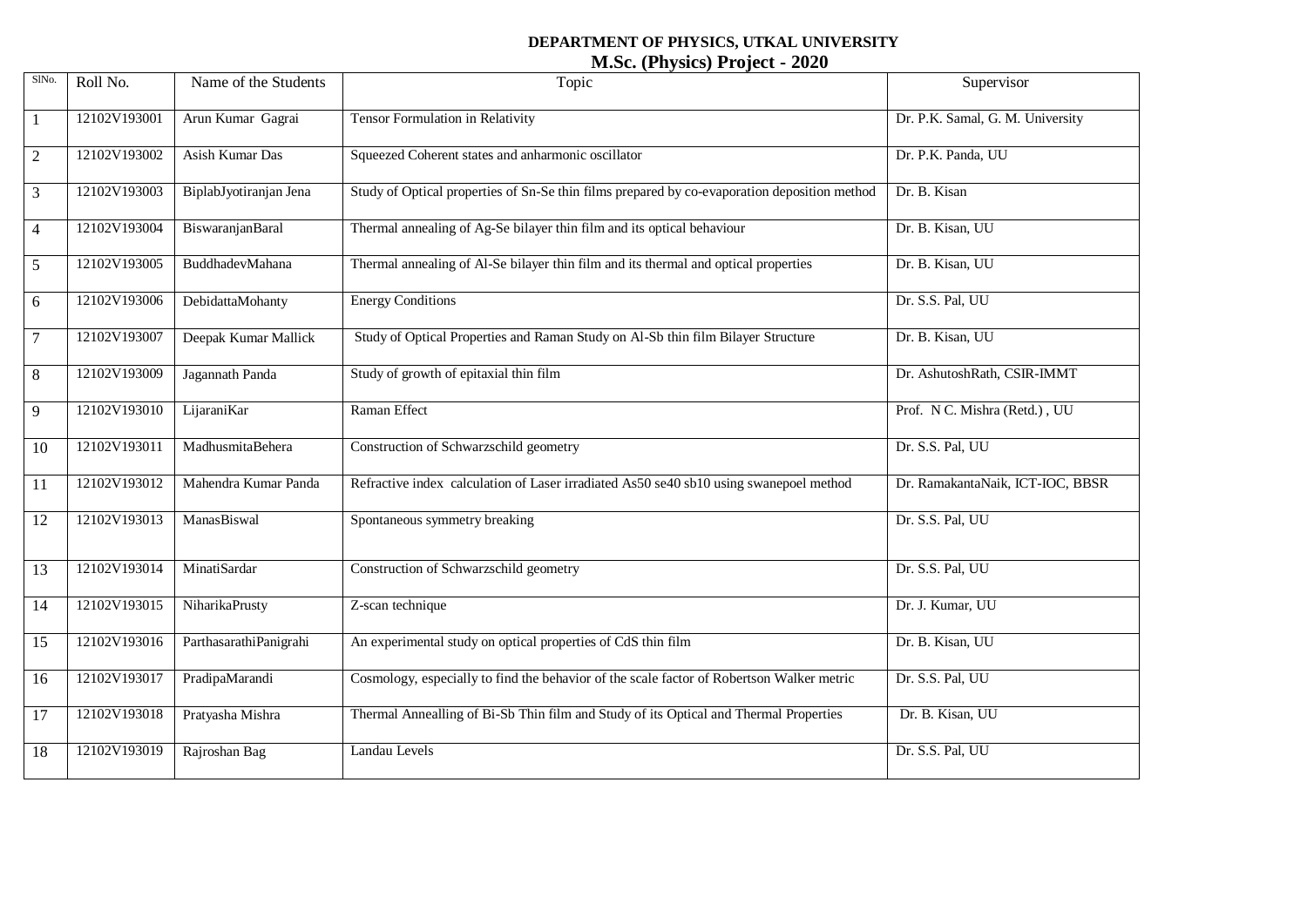**DEPARTMENT OF PHYSICS, UTKAL UNIVERSITY**

**M.Sc. (Physics) Project - 2020**

| SlNo. | Roll No. | Name of the Students | Topic | Supervisor |
|---|---|---|---|---|
| 1 | 12102V193001 | Arun Kumar Gagrai | Tensor Formulation in Relativity | Dr. P.K. Samal, G. M. University |
| 2 | 12102V193002 | Asish Kumar Das | Squeezed Coherent states and anharmonic oscillator | Dr. P.K. Panda, UU |
| 3 | 12102V193003 | BiplabJyotiranjan Jena | Study of Optical properties of Sn-Se thin films prepared by co-evaporation deposition method | Dr. B. Kisan |
| 4 | 12102V193004 | BiswaranjanBaral | Thermal annealing of Ag-Se bilayer thin film and its optical behaviour | Dr. B. Kisan, UU |
| 5 | 12102V193005 | BuddhadevMahana | Thermal annealing of Al-Se bilayer thin film and its thermal and optical properties | Dr. B. Kisan, UU |
| 6 | 12102V193006 | DebidattaMohanty | Energy Conditions | Dr. S.S. Pal, UU |
| 7 | 12102V193007 | Deepak Kumar Mallick | Study of Optical Properties and Raman Study on Al-Sb thin film Bilayer Structure | Dr. B. Kisan, UU |
| 8 | 12102V193009 | Jagannath Panda | Study of growth of epitaxial thin film | Dr. AshutoshRath, CSIR-IMMT |
| 9 | 12102V193010 | LijaraniKar | Raman Effect | Prof. N C. Mishra (Retd.) , UU |
| 10 | 12102V193011 | MadhusmitaBehera | Construction of Schwarzschild geometry | Dr. S.S. Pal, UU |
| 11 | 12102V193012 | Mahendra Kumar Panda | Refractive index calculation of Laser irradiated As50 se40 sb10 using swanepoel method | Dr. RamakantaNaik, ICT-IOC, BBSR |
| 12 | 12102V193013 | ManasBiswal | Spontaneous symmetry breaking | Dr. S.S. Pal, UU |
| 13 | 12102V193014 | MinatiSardar | Construction of Schwarzschild geometry | Dr. S.S. Pal, UU |
| 14 | 12102V193015 | NiharikaPrusty | Z-scan technique | Dr. J. Kumar, UU |
| 15 | 12102V193016 | ParthasarathiPanigrahi | An experimental study on optical properties of CdS thin film | Dr. B. Kisan, UU |
| 16 | 12102V193017 | PradipaMarandi | Cosmology, especially to find the behavior of the scale factor of Robertson Walker metric | Dr. S.S. Pal, UU |
| 17 | 12102V193018 | Pratyasha Mishra | Thermal Annealling of Bi-Sb Thin film and Study of its Optical and Thermal Properties | Dr. B. Kisan, UU |
| 18 | 12102V193019 | Rajroshan Bag | Landau Levels | Dr. S.S. Pal, UU |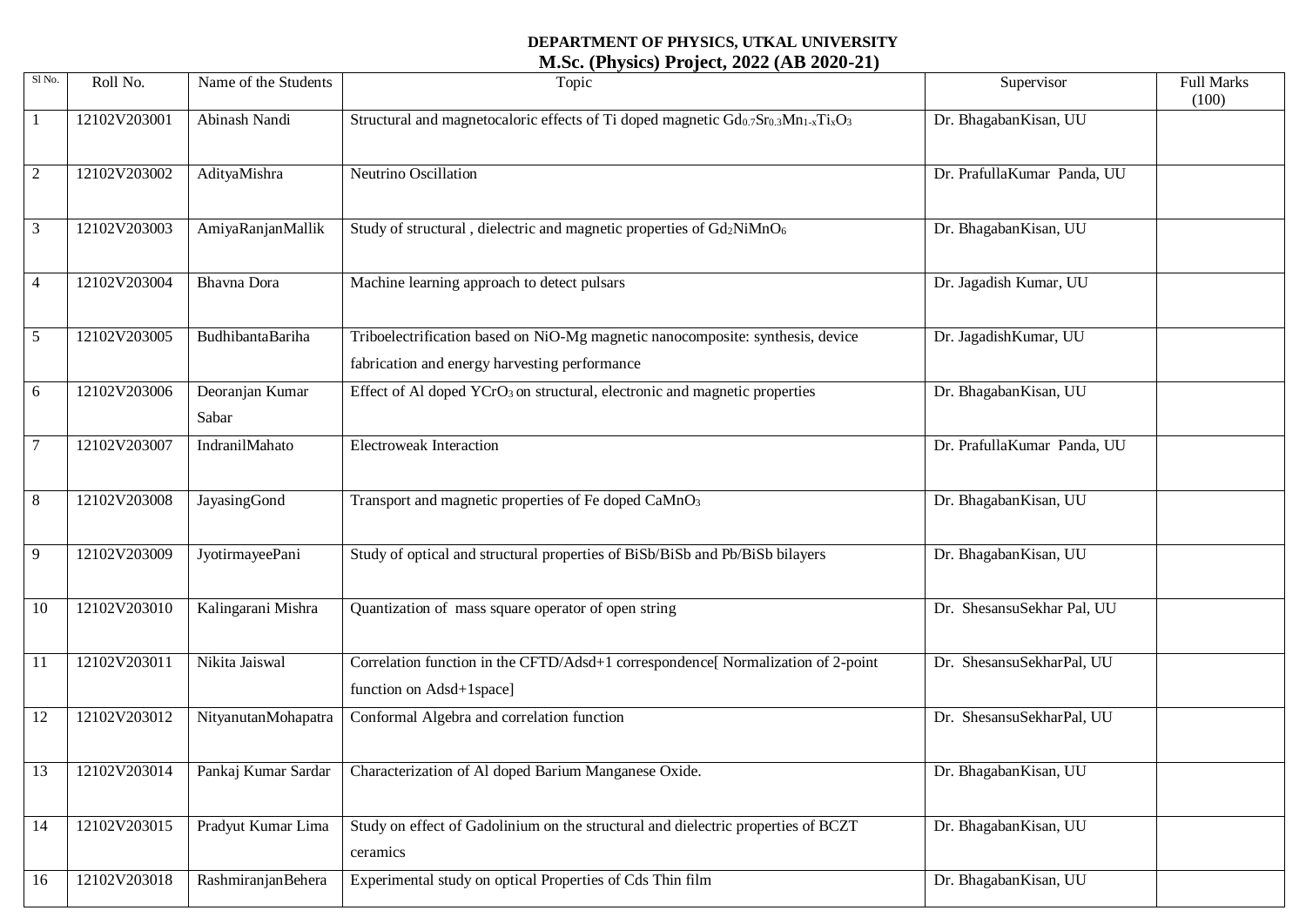**DEPARTMENT OF PHYSICS, UTKAL UNIVERSITY**

**M.Sc. (Physics) Project, 2022 (AB 2020-21)**

| Sl No. | Roll No. | Name of the Students | Topic | Supervisor | Full Marks (100) |
|---|---|---|---|---|---|
| 1 | 12102V203001 | Abinash Nandi | Structural and magnetocaloric effects of Ti doped magnetic $Gd_{0.7}Sr_{0.3}Mn_{1-x}Ti_xO_3$ | Dr. BhagabanKisan, UU | |
| 2 | 12102V203002 | AdityaMishra | Neutrino Oscillation | Dr. PrafullaKumar Panda, UU | |
| 3 | 12102V203003 | AmiyaRanjanMallik | Study of structural , dielectric and magnetic properties of $Gd_2NiMnO_6$ | Dr. BhagabanKisan, UU | |
| 4 | 12102V203004 | Bhavna Dora | Machine learning approach to detect pulsars | Dr. Jagadish Kumar, UU | |
| 5 | 12102V203005 | BudhibantaBariha | Triboelectrification based on NiO-Mg magnetic nanocomposite: synthesis, device fabrication and energy harvesting performance | Dr. JagadishKumar, UU | |
| 6 | 12102V203006 | Deoranjan Kumar Sabar | Effect of Al doped $YCrO_3$ on structural, electronic and magnetic properties | Dr. BhagabanKisan, UU | |
| 7 | 12102V203007 | IndranilMahato | Electroweak Interaction | Dr. PrafullaKumar Panda, UU | |
| 8 | 12102V203008 | JayasingGond | Transport and magnetic properties of Fe doped $CaMnO_3$ | Dr. BhagabanKisan, UU | |
| 9 | 12102V203009 | JyotirmayeePani | Study of optical and structural properties of BiSb/BiSb and Pb/BiSb bilayers | Dr. BhagabanKisan, UU | |
| 10 | 12102V203010 | Kalingarani Mishra | Quantization of mass square operator of open string | Dr. ShesansuSekhar Pal, UU | |
| 11 | 12102V203011 | Nikita Jaiswal | Correlation function in the CFTD/Adsd+1 correspondence[ Normalization of 2-point function on Adsd+1space] | Dr. ShesansuSekharPal, UU | |
| 12 | 12102V203012 | NityanutanMohapatra | Conformal Algebra and correlation function | Dr. ShesansuSekharPal, UU | |
| 13 | 12102V203014 | Pankaj Kumar Sardar | Characterization of Al doped Barium Manganese Oxide. | Dr. BhagabanKisan, UU | |
| 14 | 12102V203015 | Pradyut Kumar Lima | Study on effect of Gadolinium on the structural and dielectric properties of BCZT ceramics | Dr. BhagabanKisan, UU | |
| 16 | 12102V203018 | RashmiranjanBehera | Experimental study on optical Properties of Cds Thin film | Dr. BhagabanKisan, UU | |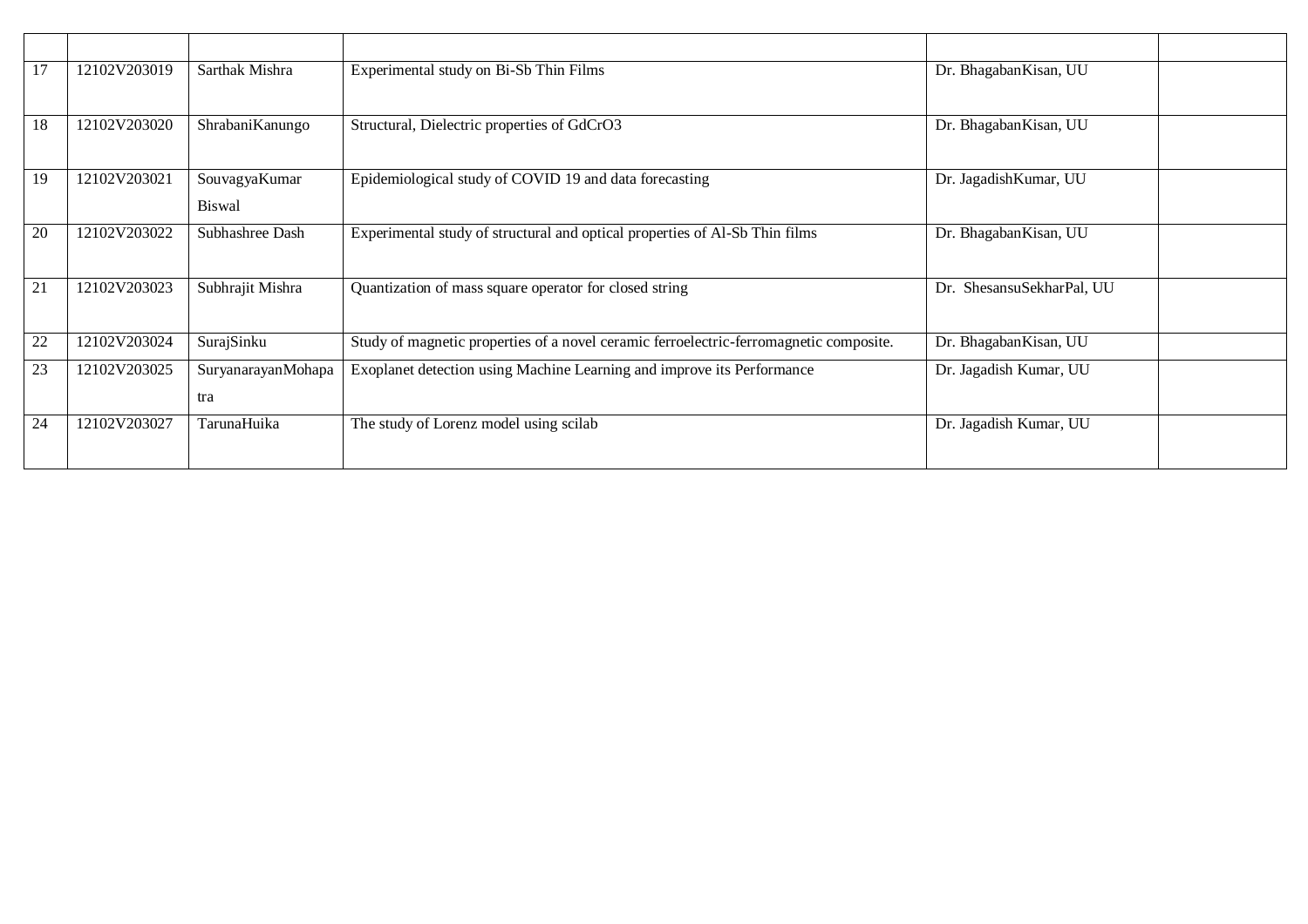| | | | | | |
|---|---|---|---|---|---|
| 17 | 12102V203019 | Sarthak Mishra | Experimental study on Bi-Sb Thin Films | Dr. BhagabanKisan, UU | |
| 18 | 12102V203020 | ShrabaniKanungo | Structural, Dielectric properties of GdCrO3 | Dr. BhagabanKisan, UU | |
| 19 | 12102V203021 | SouvagyaKumar Biswal | Epidemiological study of COVID 19 and data forecasting | Dr. JagadishKumar, UU | |
| 20 | 12102V203022 | Subhashree Dash | Experimental study of structural and optical properties of Al-Sb Thin films | Dr. BhagabanKisan, UU | |
| 21 | 12102V203023 | Subhrajit Mishra | Quantization of mass square operator for closed string | Dr. ShesansuSekharPal, UU | |
| 22 | 12102V203024 | SurajSinku | Study of magnetic properties of a novel ceramic ferroelectric-ferromagnetic composite. | Dr. BhagabanKisan, UU | |
| 23 | 12102V203025 | SuryanarayanMohapatra | Exoplanet detection using Machine Learning and improve its Performance | Dr. Jagadish Kumar, UU | |
| 24 | 12102V203027 | TarunaHuika | The study of Lorenz model using scilab | Dr. Jagadish Kumar, UU | |